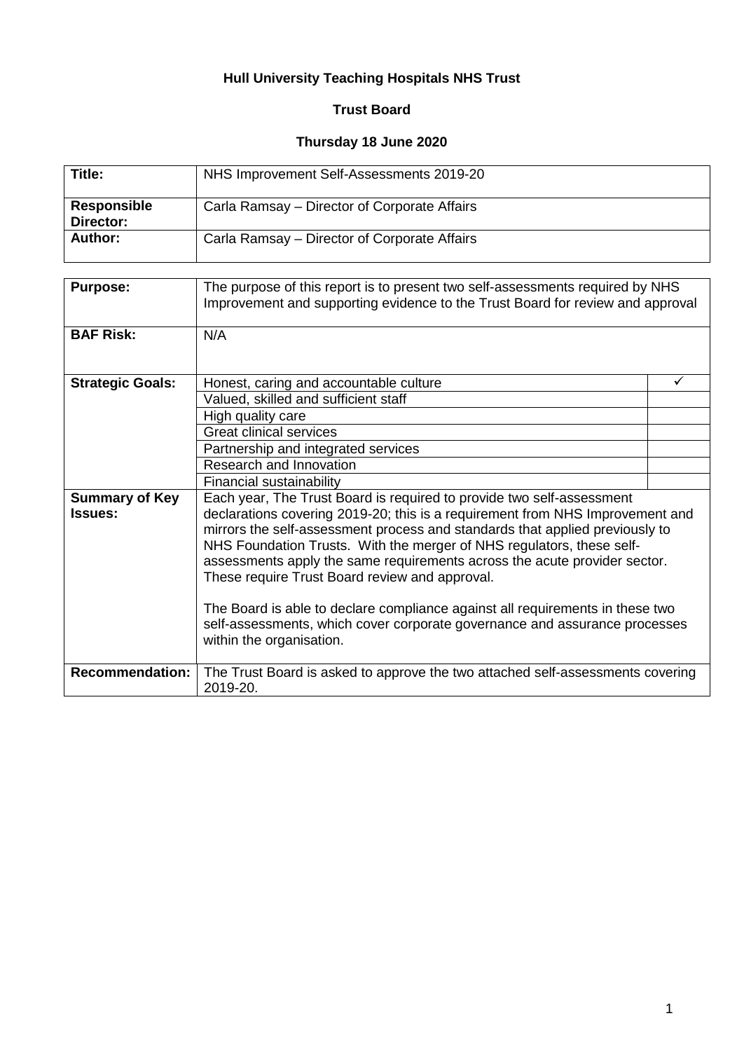**Hull University Teaching Hospitals NHS Trust**

**Trust Board**

**Thursday 18 June 2020**

| | |
|---|---|
| **Title:** | NHS Improvement Self-Assessments 2019-20 |
| **Responsible Director:** | Carla Ramsay – Director of Corporate Affairs |
| **Author:** | Carla Ramsay – Director of Corporate Affairs |

| | | |
|---|---|---|
| **Purpose:** | The purpose of this report is to present two self-assessments required by NHS Improvement and supporting evidence to the Trust Board for review and approval | |
| **BAF Risk:** | N/A | |
| **Strategic Goals:** | Honest, caring and accountable culture | ✓ |
| | Valued, skilled and sufficient staff | |
| | High quality care | |
| | Great clinical services | |
| | Partnership and integrated services | |
| | Research and Innovation | |
| | Financial sustainability | |
| **Summary of Key Issues:** | Each year, The Trust Board is required to provide two self-assessment declarations covering 2019-20; this is a requirement from NHS Improvement and mirrors the self-assessment process and standards that applied previously to NHS Foundation Trusts. With the merger of NHS regulators, these self-assessments apply the same requirements across the acute provider sector. These require Trust Board review and approval.<br><br>The Board is able to declare compliance against all requirements in these two self-assessments, which cover corporate governance and assurance processes within the organisation. | |
| **Recommendation:** | The Trust Board is asked to approve the two attached self-assessments covering 2019-20. | |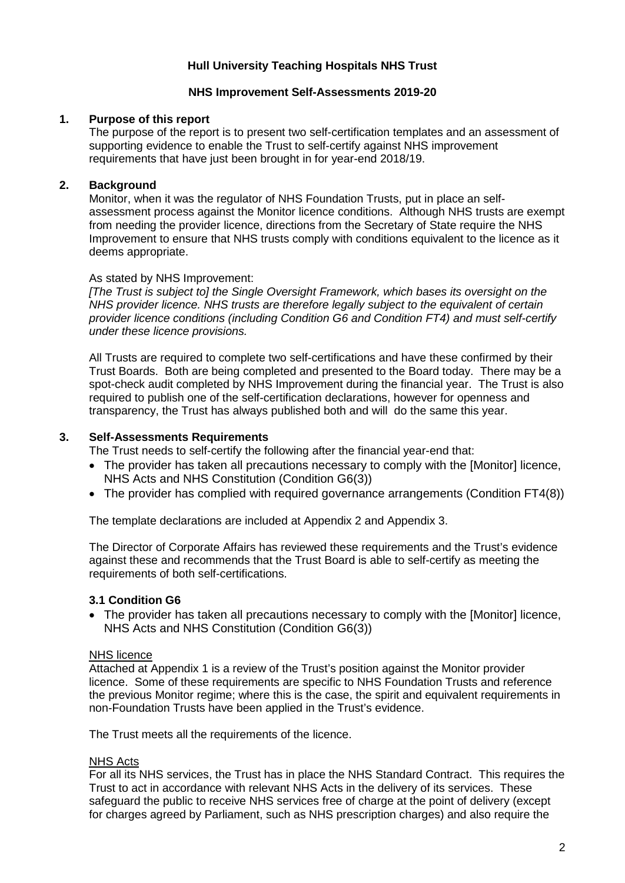**Hull University Teaching Hospitals NHS Trust**

**NHS Improvement Self-Assessments 2019-20**

## 1. Purpose of this report

The purpose of the report is to present two self-certification templates and an assessment of supporting evidence to enable the Trust to self-certify against NHS improvement requirements that have just been brought in for year-end 2018/19.

## 2. Background

Monitor, when it was the regulator of NHS Foundation Trusts, put in place an self-assessment process against the Monitor licence conditions. Although NHS trusts are exempt from needing the provider licence, directions from the Secretary of State require the NHS Improvement to ensure that NHS trusts comply with conditions equivalent to the licence as it deems appropriate.

As stated by NHS Improvement:

*[The Trust is subject to] the Single Oversight Framework, which bases its oversight on the NHS provider licence. NHS trusts are therefore legally subject to the equivalent of certain provider licence conditions (including Condition G6 and Condition FT4) and must self-certify under these licence provisions.*

All Trusts are required to complete two self-certifications and have these confirmed by their Trust Boards. Both are being completed and presented to the Board today. There may be a spot-check audit completed by NHS Improvement during the financial year. The Trust is also required to publish one of the self-certification declarations, however for openness and transparency, the Trust has always published both and will do the same this year.

## 3. Self-Assessments Requirements

The Trust needs to self-certify the following after the financial year-end that:

- The provider has taken all precautions necessary to comply with the [Monitor] licence, NHS Acts and NHS Constitution (Condition G6(3))
- The provider has complied with required governance arrangements (Condition FT4(8))

The template declarations are included at Appendix 2 and Appendix 3.

The Director of Corporate Affairs has reviewed these requirements and the Trust's evidence against these and recommends that the Trust Board is able to self-certify as meeting the requirements of both self-certifications.

### 3.1 Condition G6

- The provider has taken all precautions necessary to comply with the [Monitor] licence, NHS Acts and NHS Constitution (Condition G6(3))

<u>NHS licence</u>

Attached at Appendix 1 is a review of the Trust's position against the Monitor provider licence. Some of these requirements are specific to NHS Foundation Trusts and reference the previous Monitor regime; where this is the case, the spirit and equivalent requirements in non-Foundation Trusts have been applied in the Trust's evidence.

The Trust meets all the requirements of the licence.

<u>NHS Acts</u>

For all its NHS services, the Trust has in place the NHS Standard Contract. This requires the Trust to act in accordance with relevant NHS Acts in the delivery of its services. These safeguard the public to receive NHS services free of charge at the point of delivery (except for charges agreed by Parliament, such as NHS prescription charges) and also require the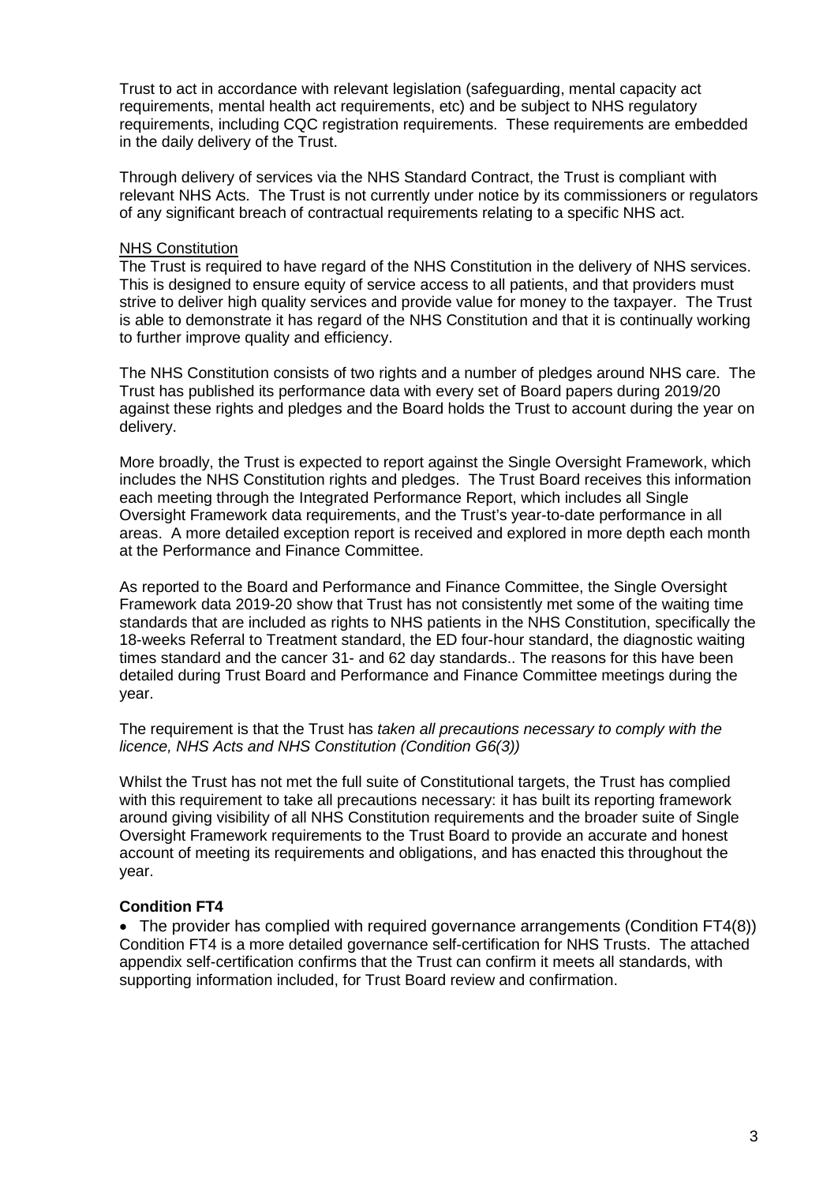Trust to act in accordance with relevant legislation (safeguarding, mental capacity act requirements, mental health act requirements, etc) and be subject to NHS regulatory requirements, including CQC registration requirements. These requirements are embedded in the daily delivery of the Trust.

Through delivery of services via the NHS Standard Contract, the Trust is compliant with relevant NHS Acts. The Trust is not currently under notice by its commissioners or regulators of any significant breach of contractual requirements relating to a specific NHS act.

NHS Constitution

The Trust is required to have regard of the NHS Constitution in the delivery of NHS services. This is designed to ensure equity of service access to all patients, and that providers must strive to deliver high quality services and provide value for money to the taxpayer. The Trust is able to demonstrate it has regard of the NHS Constitution and that it is continually working to further improve quality and efficiency.

The NHS Constitution consists of two rights and a number of pledges around NHS care. The Trust has published its performance data with every set of Board papers during 2019/20 against these rights and pledges and the Board holds the Trust to account during the year on delivery.

More broadly, the Trust is expected to report against the Single Oversight Framework, which includes the NHS Constitution rights and pledges. The Trust Board receives this information each meeting through the Integrated Performance Report, which includes all Single Oversight Framework data requirements, and the Trust's year-to-date performance in all areas. A more detailed exception report is received and explored in more depth each month at the Performance and Finance Committee.

As reported to the Board and Performance and Finance Committee, the Single Oversight Framework data 2019-20 show that Trust has not consistently met some of the waiting time standards that are included as rights to NHS patients in the NHS Constitution, specifically the 18-weeks Referral to Treatment standard, the ED four-hour standard, the diagnostic waiting times standard and the cancer 31- and 62 day standards.. The reasons for this have been detailed during Trust Board and Performance and Finance Committee meetings during the year.

The requirement is that the Trust has *taken all precautions necessary to comply with the licence, NHS Acts and NHS Constitution (Condition G6(3))*

Whilst the Trust has not met the full suite of Constitutional targets, the Trust has complied with this requirement to take all precautions necessary: it has built its reporting framework around giving visibility of all NHS Constitution requirements and the broader suite of Single Oversight Framework requirements to the Trust Board to provide an accurate and honest account of meeting its requirements and obligations, and has enacted this throughout the year.

**Condition FT4**

- The provider has complied with required governance arrangements (Condition FT4(8))

Condition FT4 is a more detailed governance self-certification for NHS Trusts. The attached appendix self-certification confirms that the Trust can confirm it meets all standards, with supporting information included, for Trust Board review and confirmation.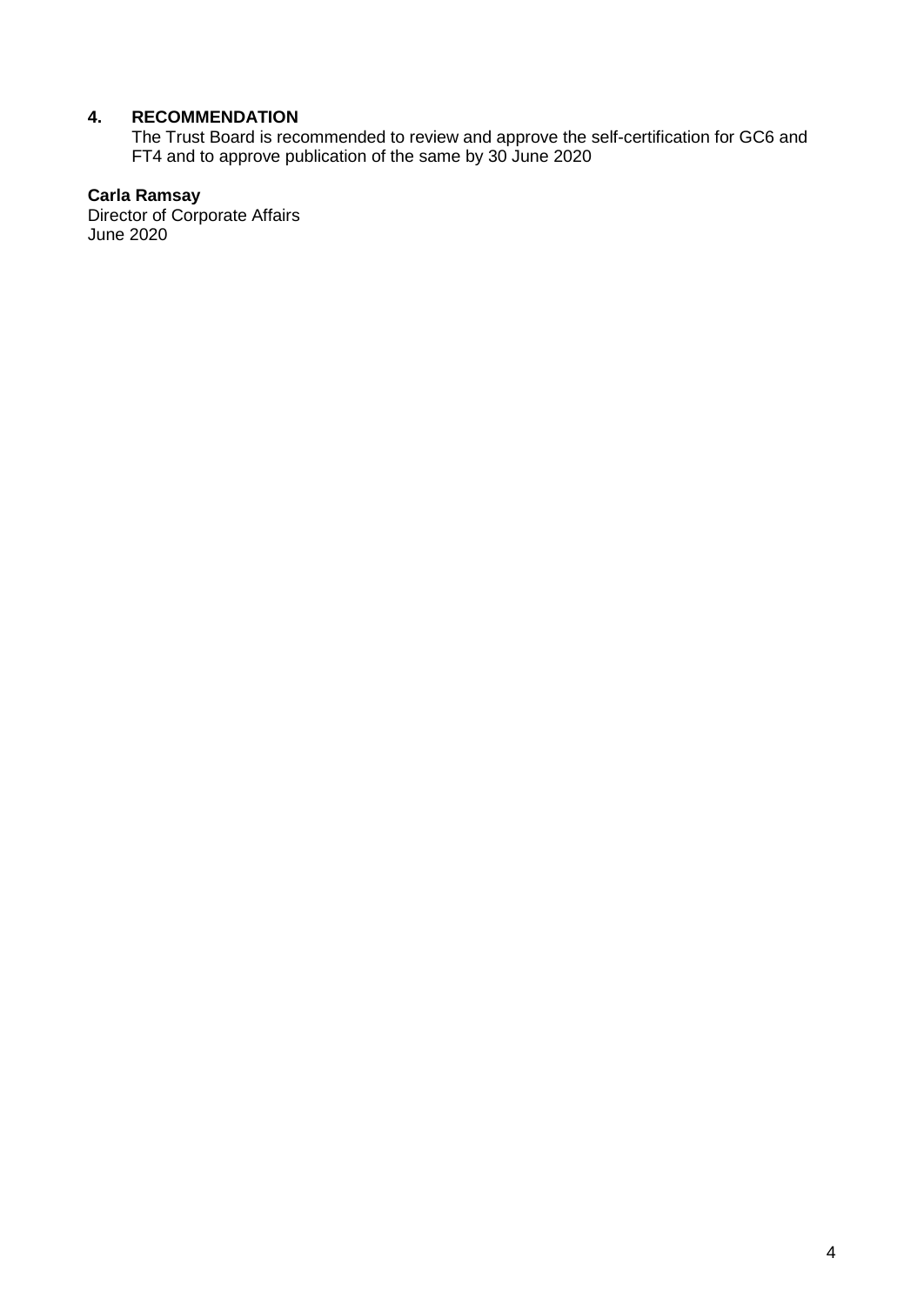## 4. RECOMMENDATION

The Trust Board is recommended to review and approve the self-certification for GC6 and FT4 and to approve publication of the same by 30 June 2020

**Carla Ramsay**
Director of Corporate Affairs
June 2020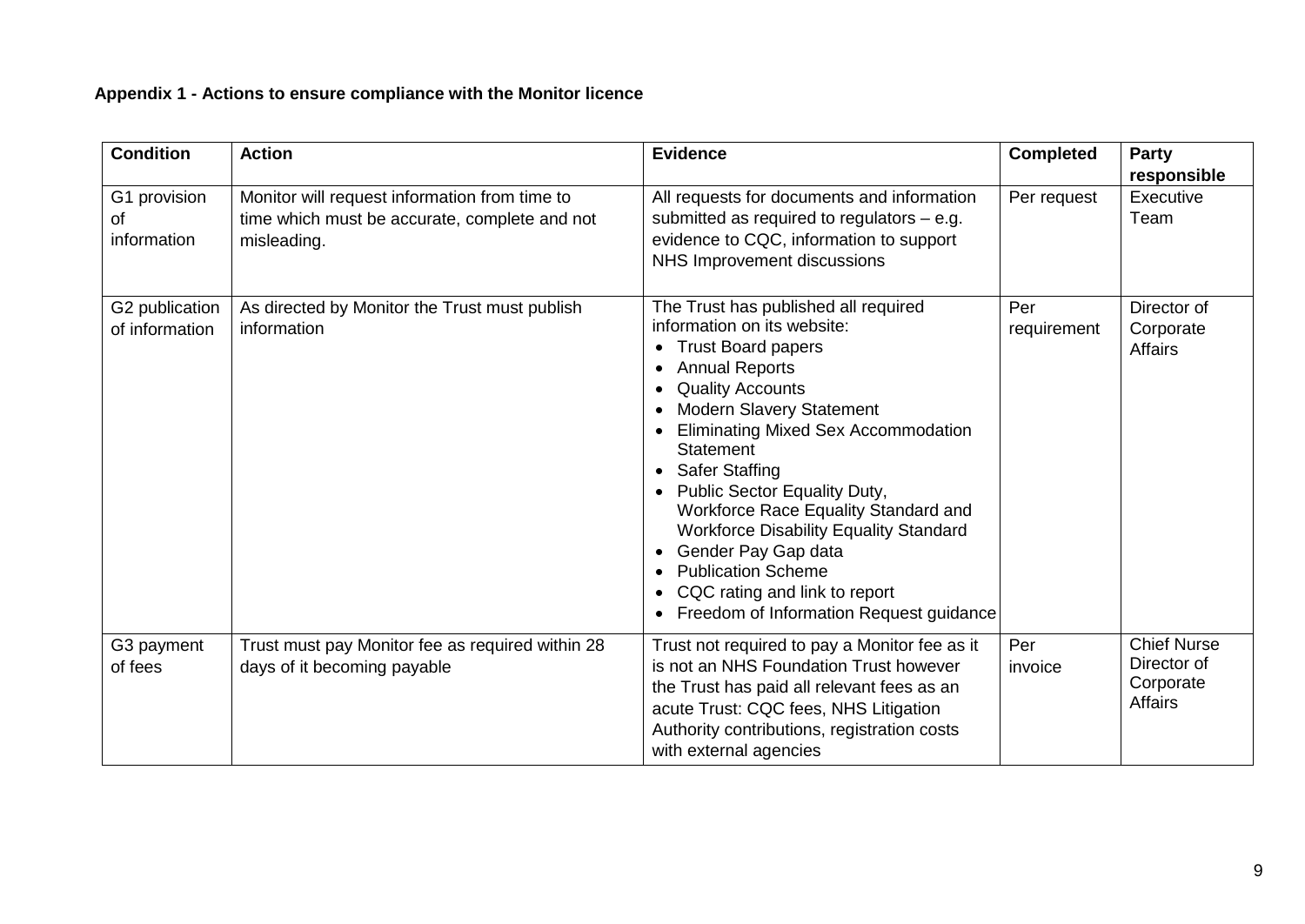**Appendix 1 - Actions to ensure compliance with the Monitor licence**

| Condition | Action | Evidence | Completed | Party responsible |
|---|---|---|---|---|
| G1 provision of information | Monitor will request information from time to time which must be accurate, complete and not misleading. | All requests for documents and information submitted as required to regulators – e.g. evidence to CQC, information to support NHS Improvement discussions | Per request | Executive Team |
| G2 publication of information | As directed by Monitor the Trust must publish information | The Trust has published all required information on its website:<br>• Trust Board papers<br>• Annual Reports<br>• Quality Accounts<br>• Modern Slavery Statement<br>• Eliminating Mixed Sex Accommodation Statement<br>• Safer Staffing<br>• Public Sector Equality Duty, Workforce Race Equality Standard and Workforce Disability Equality Standard<br>• Gender Pay Gap data<br>• Publication Scheme<br>• CQC rating and link to report<br>• Freedom of Information Request guidance | Per requirement | Director of Corporate Affairs |
| G3 payment of fees | Trust must pay Monitor fee as required within 28 days of it becoming payable | Trust not required to pay a Monitor fee as it is not an NHS Foundation Trust however the Trust has paid all relevant fees as an acute Trust: CQC fees, NHS Litigation Authority contributions, registration costs with external agencies | Per invoice | Chief Nurse<br>Director of Corporate Affairs |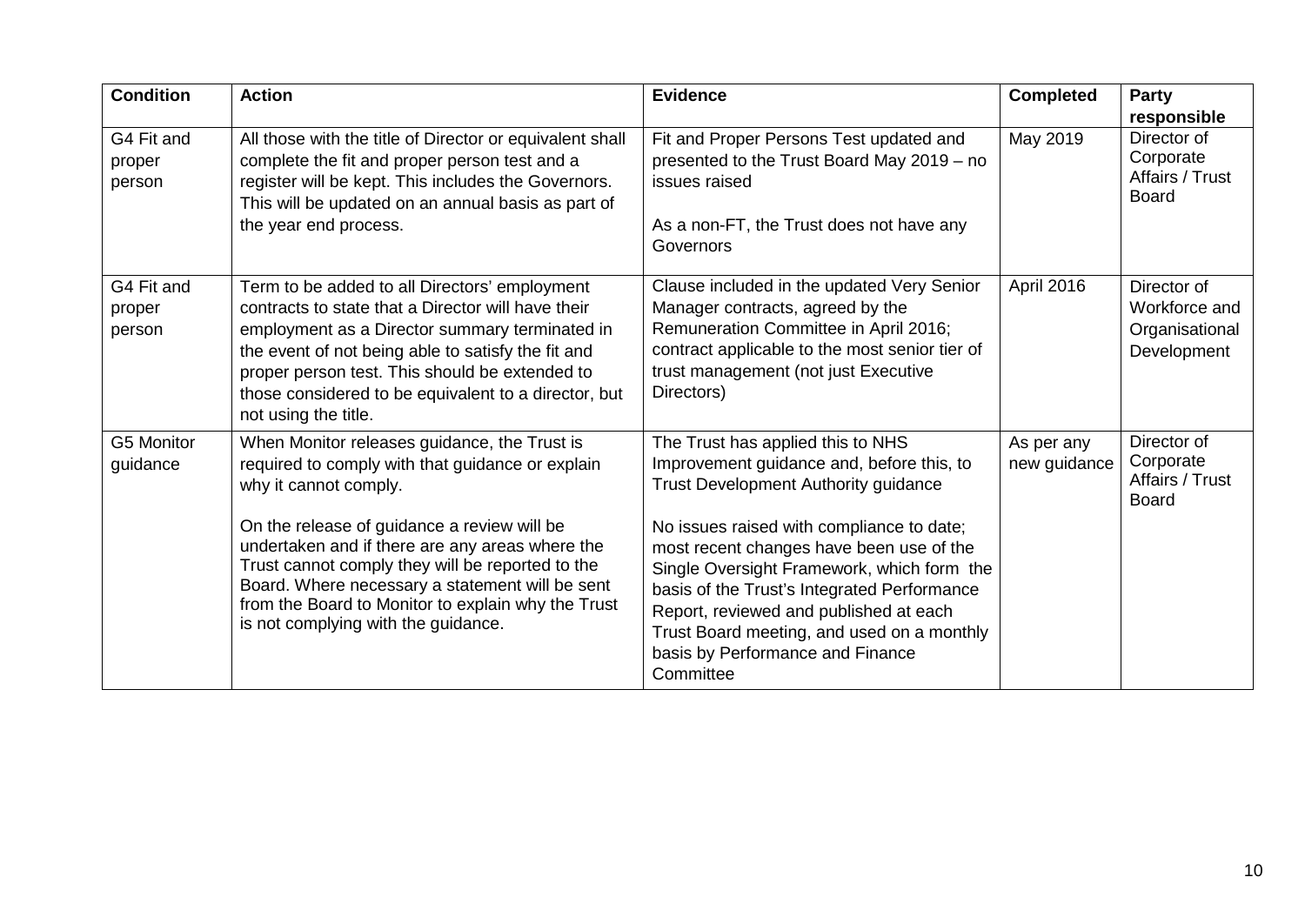| Condition | Action | Evidence | Completed | Party responsible |
|---|---|---|---|---|
| G4 Fit and proper person | All those with the title of Director or equivalent shall complete the fit and proper person test and a register will be kept. This includes the Governors. This will be updated on an annual basis as part of the year end process. | Fit and Proper Persons Test updated and presented to the Trust Board May 2019 – no issues raised<br><br>As a non-FT, the Trust does not have any Governors | May 2019 | Director of Corporate Affairs / Trust Board |
| G4 Fit and proper person | Term to be added to all Directors' employment contracts to state that a Director will have their employment as a Director summary terminated in the event of not being able to satisfy the fit and proper person test. This should be extended to those considered to be equivalent to a director, but not using the title. | Clause included in the updated Very Senior Manager contracts, agreed by the Remuneration Committee in April 2016; contract applicable to the most senior tier of trust management (not just Executive Directors) | April 2016 | Director of Workforce and Organisational Development |
| G5 Monitor guidance | When Monitor releases guidance, the Trust is required to comply with that guidance or explain why it cannot comply.<br><br>On the release of guidance a review will be undertaken and if there are any areas where the Trust cannot comply they will be reported to the Board. Where necessary a statement will be sent from the Board to Monitor to explain why the Trust is not complying with the guidance. | The Trust has applied this to NHS Improvement guidance and, before this, to Trust Development Authority guidance<br><br>No issues raised with compliance to date; most recent changes have been use of the Single Oversight Framework, which form the basis of the Trust's Integrated Performance Report, reviewed and published at each Trust Board meeting, and used on a monthly basis by Performance and Finance Committee | As per any new guidance | Director of Corporate Affairs / Trust Board |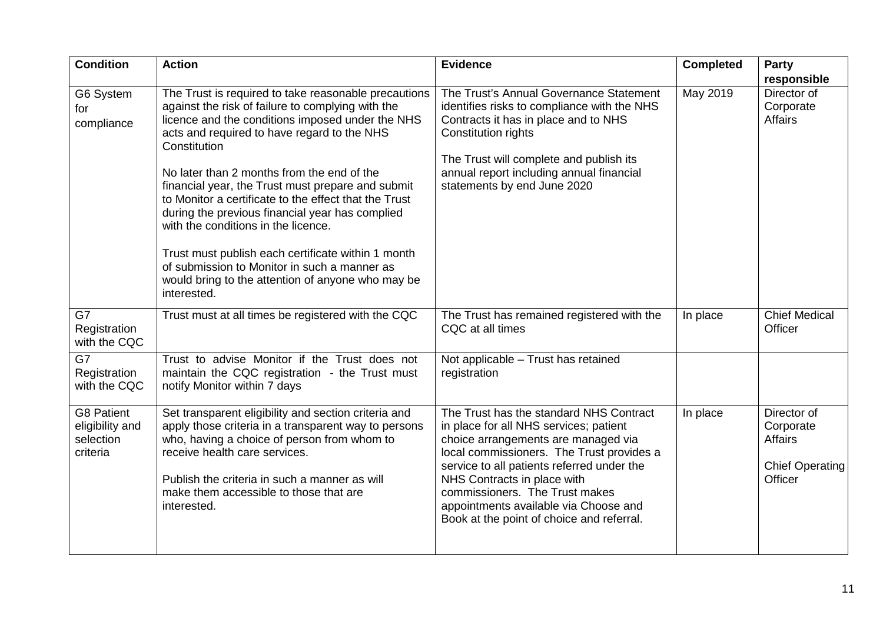| Condition | Action | Evidence | Completed | Party responsible |
|---|---|---|---|---|
| G6 System for compliance | The Trust is required to take reasonable precautions against the risk of failure to complying with the licence and the conditions imposed under the NHS acts and required to have regard to the NHS Constitution<br><br>No later than 2 months from the end of the financial year, the Trust must prepare and submit to Monitor a certificate to the effect that the Trust during the previous financial year has complied with the conditions in the licence.<br><br>Trust must publish each certificate within 1 month of submission to Monitor in such a manner as would bring to the attention of anyone who may be interested. | The Trust's Annual Governance Statement identifies risks to compliance with the NHS Contracts it has in place and to NHS Constitution rights<br><br>The Trust will complete and publish its annual report including annual financial statements by end June 2020 | May 2019 | Director of Corporate Affairs |
| G7 Registration with the CQC | Trust must at all times be registered with the CQC | The Trust has remained registered with the CQC at all times | In place | Chief Medical Officer |
| G7 Registration with the CQC | Trust to advise Monitor if the Trust does not maintain the CQC registration - the Trust must notify Monitor within 7 days | Not applicable – Trust has retained registration | | |
| G8 Patient eligibility and selection criteria | Set transparent eligibility and section criteria and apply those criteria in a transparent way to persons who, having a choice of person from whom to receive health care services.<br><br>Publish the criteria in such a manner as will make them accessible to those that are interested. | The Trust has the standard NHS Contract in place for all NHS services; patient choice arrangements are managed via local commissioners. The Trust provides a service to all patients referred under the NHS Contracts in place with commissioners. The Trust makes appointments available via Choose and Book at the point of choice and referral. | In place | Director of Corporate Affairs<br><br>Chief Operating Officer |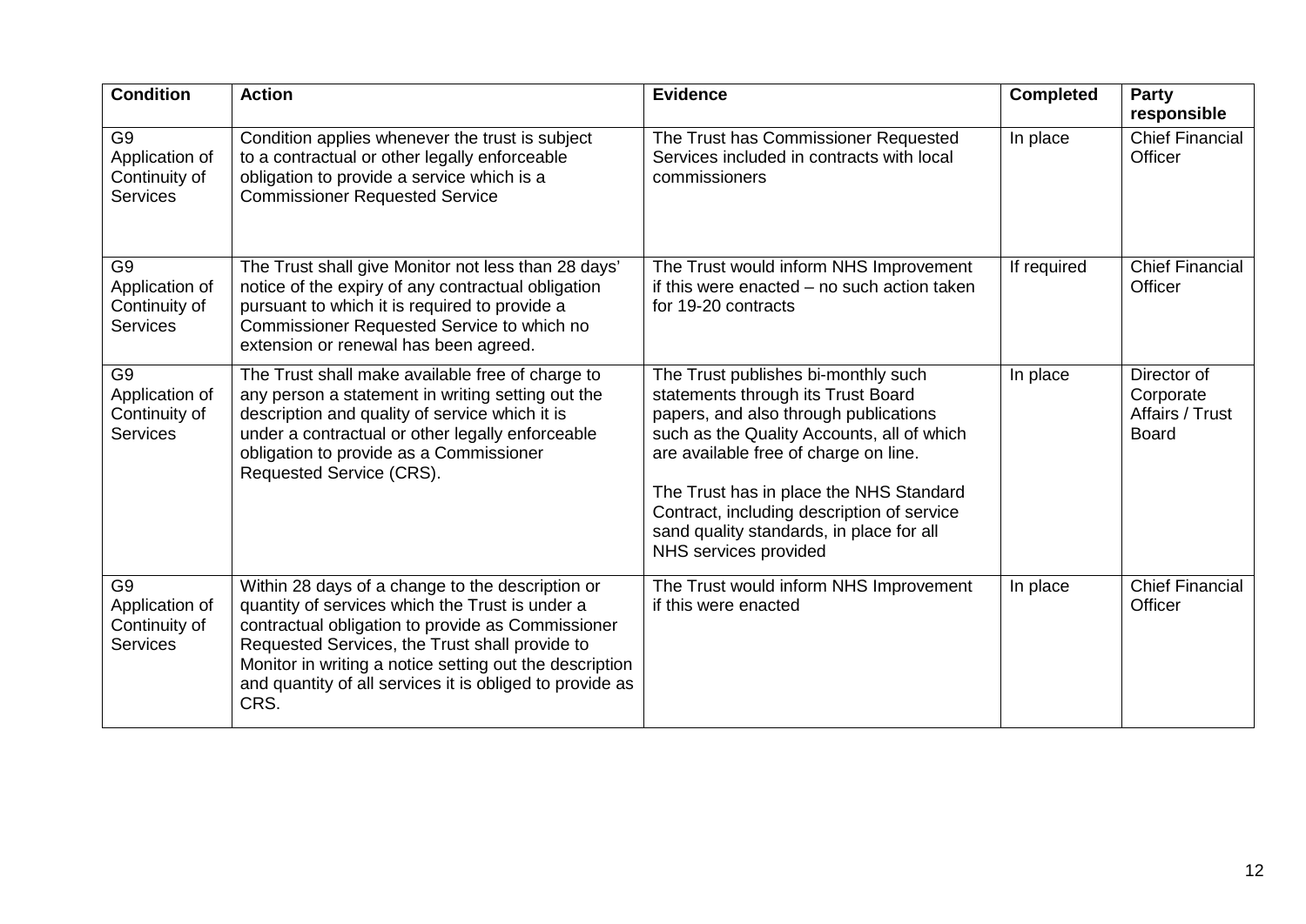| Condition | Action | Evidence | Completed | Party responsible |
|---|---|---|---|---|
| G9 Application of Continuity of Services | Condition applies whenever the trust is subject to a contractual or other legally enforceable obligation to provide a service which is a Commissioner Requested Service | The Trust has Commissioner Requested Services included in contracts with local commissioners | In place | Chief Financial Officer |
| G9 Application of Continuity of Services | The Trust shall give Monitor not less than 28 days' notice of the expiry of any contractual obligation pursuant to which it is required to provide a Commissioner Requested Service to which no extension or renewal has been agreed. | The Trust would inform NHS Improvement if this were enacted – no such action taken for 19-20 contracts | If required | Chief Financial Officer |
| G9 Application of Continuity of Services | The Trust shall make available free of charge to any person a statement in writing setting out the description and quality of service which it is under a contractual or other legally enforceable obligation to provide as a Commissioner Requested Service (CRS). | The Trust publishes bi-monthly such statements through its Trust Board papers, and also through publications such as the Quality Accounts, all of which are available free of charge on line.<br><br>The Trust has in place the NHS Standard Contract, including description of service sand quality standards, in place for all NHS services provided | In place | Director of Corporate Affairs / Trust Board |
| G9 Application of Continuity of Services | Within 28 days of a change to the description or quantity of services which the Trust is under a contractual obligation to provide as Commissioner Requested Services, the Trust shall provide to Monitor in writing a notice setting out the description and quantity of all services it is obliged to provide as CRS. | The Trust would inform NHS Improvement if this were enacted | In place | Chief Financial Officer |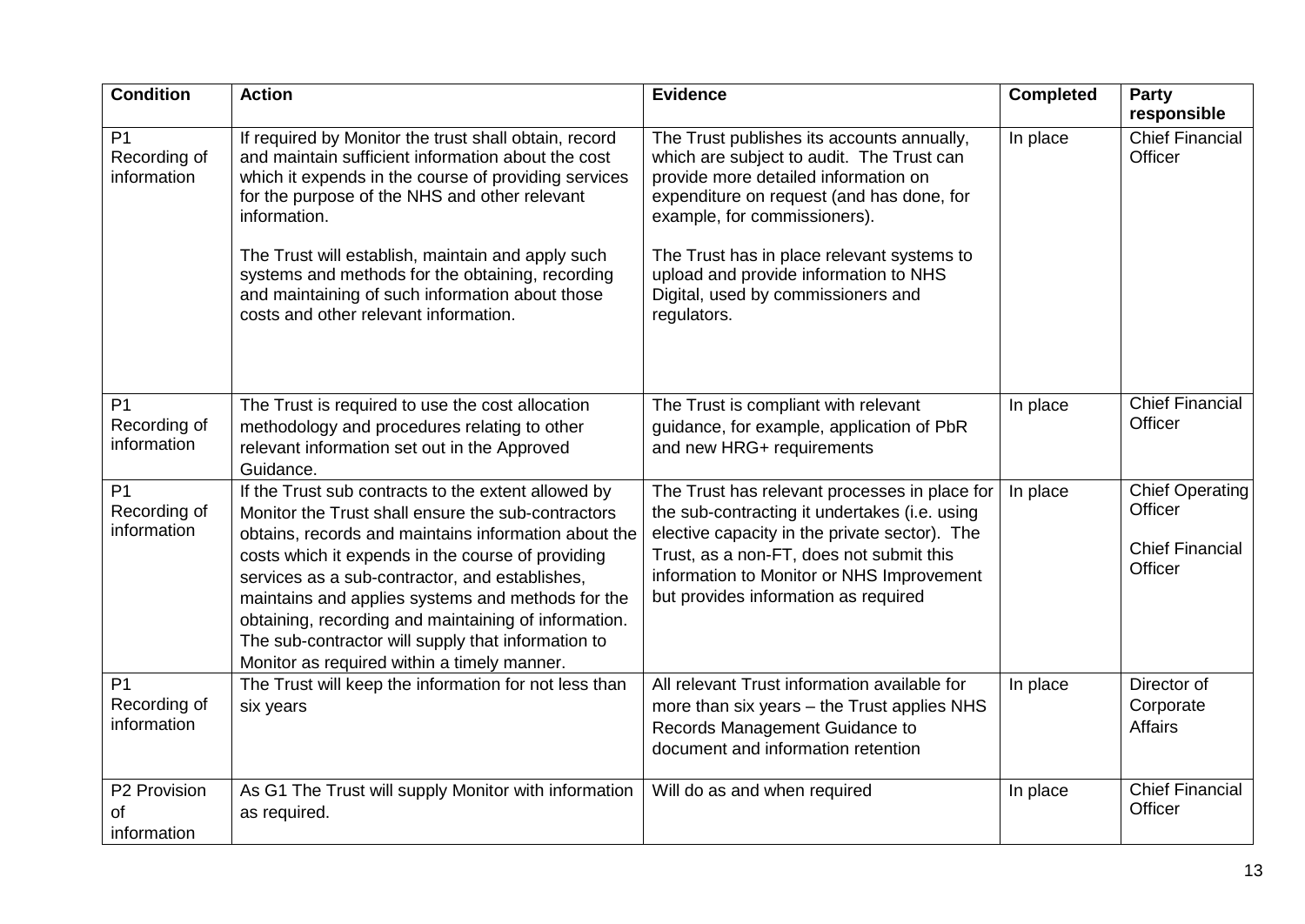| Condition | Action | Evidence | Completed | Party responsible |
|---|---|---|---|---|
| P1 Recording of information | If required by Monitor the trust shall obtain, record and maintain sufficient information about the cost which it expends in the course of providing services for the purpose of the NHS and other relevant information.<br><br>The Trust will establish, maintain and apply such systems and methods for the obtaining, recording and maintaining of such information about those costs and other relevant information. | The Trust publishes its accounts annually, which are subject to audit. The Trust can provide more detailed information on expenditure on request (and has done, for example, for commissioners).<br><br>The Trust has in place relevant systems to upload and provide information to NHS Digital, used by commissioners and regulators. | In place | Chief Financial Officer |
| P1 Recording of information | The Trust is required to use the cost allocation methodology and procedures relating to other relevant information set out in the Approved Guidance. | The Trust is compliant with relevant guidance, for example, application of PbR and new HRG+ requirements | In place | Chief Financial Officer |
| P1 Recording of information | If the Trust sub contracts to the extent allowed by Monitor the Trust shall ensure the sub-contractors obtains, records and maintains information about the costs which it expends in the course of providing services as a sub-contractor, and establishes, maintains and applies systems and methods for the obtaining, recording and maintaining of information. The sub-contractor will supply that information to Monitor as required within a timely manner. | The Trust has relevant processes in place for the sub-contracting it undertakes (i.e. using elective capacity in the private sector). The Trust, as a non-FT, does not submit this information to Monitor or NHS Improvement but provides information as required | In place | Chief Operating Officer<br><br>Chief Financial Officer |
| P1 Recording of information | The Trust will keep the information for not less than six years | All relevant Trust information available for more than six years – the Trust applies NHS Records Management Guidance to document and information retention | In place | Director of Corporate Affairs |
| P2 Provision of information | As G1 The Trust will supply Monitor with information as required. | Will do as and when required | In place | Chief Financial Officer |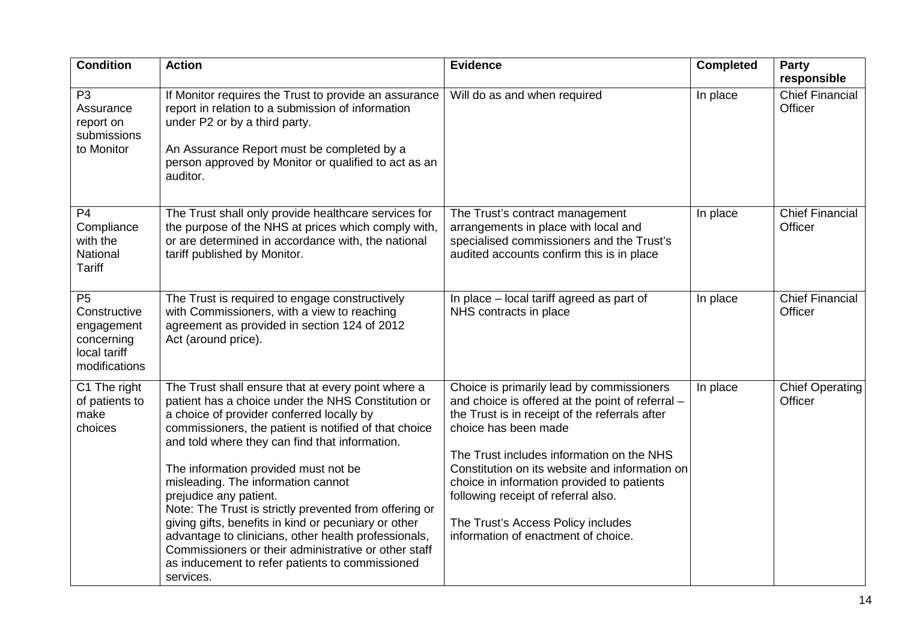| Condition | Action | Evidence | Completed | Party responsible |
|---|---|---|---|---|
| P3 Assurance report on submissions to Monitor | If Monitor requires the Trust to provide an assurance report in relation to a submission of information under P2 or by a third party.<br><br>An Assurance Report must be completed by a person approved by Monitor or qualified to act as an auditor. | Will do as and when required | In place | Chief Financial Officer |
| P4 Compliance with the National Tariff | The Trust shall only provide healthcare services for the purpose of the NHS at prices which comply with, or are determined in accordance with, the national tariff published by Monitor. | The Trust's contract management arrangements in place with local and specialised commissioners and the Trust's audited accounts confirm this is in place | In place | Chief Financial Officer |
| P5 Constructive engagement concerning local tariff modifications | The Trust is required to engage constructively with Commissioners, with a view to reaching agreement as provided in section 124 of 2012 Act (around price). | In place – local tariff agreed as part of NHS contracts in place | In place | Chief Financial Officer |
| C1 The right of patients to make choices | The Trust shall ensure that at every point where a patient has a choice under the NHS Constitution or a choice of provider conferred locally by commissioners, the patient is notified of that choice and told where they can find that information.<br><br>The information provided must not be misleading. The information cannot prejudice any patient.<br>Note: The Trust is strictly prevented from offering or giving gifts, benefits in kind or pecuniary or other advantage to clinicians, other health professionals, Commissioners or their administrative or other staff as inducement to refer patients to commissioned services. | Choice is primarily lead by commissioners and choice is offered at the point of referral – the Trust is in receipt of the referrals after choice has been made<br><br>The Trust includes information on the NHS Constitution on its website and information on choice in information provided to patients following receipt of referral also.<br><br>The Trust's Access Policy includes information of enactment of choice. | In place | Chief Operating Officer |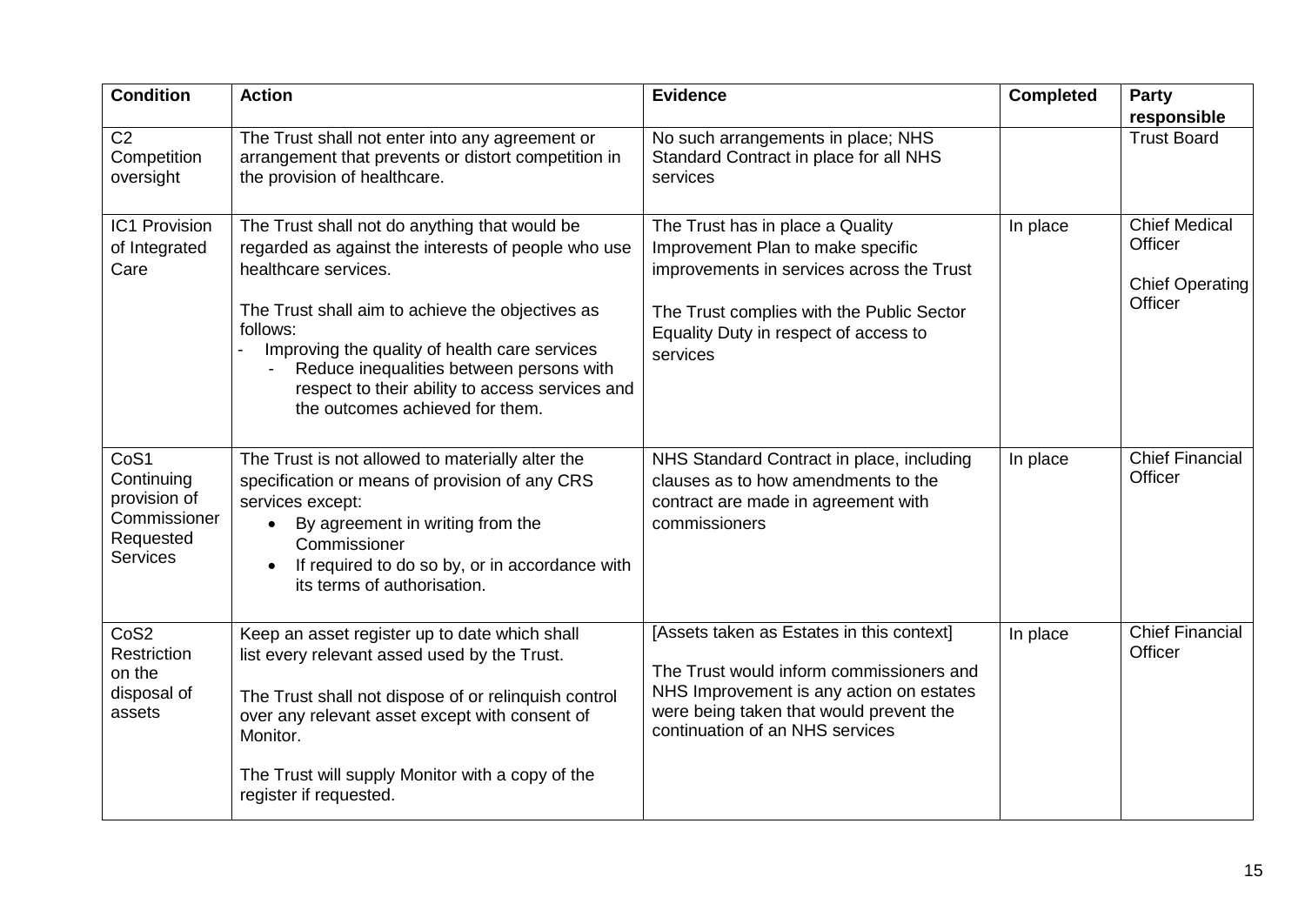| Condition | Action | Evidence | Completed | Party responsible |
|---|---|---|---|---|
| C2 Competition oversight | The Trust shall not enter into any agreement or arrangement that prevents or distort competition in the provision of healthcare. | No such arrangements in place; NHS Standard Contract in place for all NHS services | | Trust Board |
| IC1 Provision of Integrated Care | The Trust shall not do anything that would be regarded as against the interests of people who use healthcare services.<br><br>The Trust shall aim to achieve the objectives as follows:<br>- Improving the quality of health care services<br>  - Reduce inequalities between persons with respect to their ability to access services and the outcomes achieved for them. | The Trust has in place a Quality Improvement Plan to make specific improvements in services across the Trust<br><br>The Trust complies with the Public Sector Equality Duty in respect of access to services | In place | Chief Medical Officer<br><br>Chief Operating Officer |
| CoS1 Continuing provision of Commissioner Requested Services | The Trust is not allowed to materially alter the specification or means of provision of any CRS services except:<br>• By agreement in writing from the Commissioner<br>• If required to do so by, or in accordance with its terms of authorisation. | NHS Standard Contract in place, including clauses as to how amendments to the contract are made in agreement with commissioners | In place | Chief Financial Officer |
| CoS2 Restriction on the disposal of assets | Keep an asset register up to date which shall list every relevant assed used by the Trust.<br><br>The Trust shall not dispose of or relinquish control over any relevant asset except with consent of Monitor.<br><br>The Trust will supply Monitor with a copy of the register if requested. | [Assets taken as Estates in this context]<br><br>The Trust would inform commissioners and NHS Improvement is any action on estates were being taken that would prevent the continuation of an NHS services | In place | Chief Financial Officer |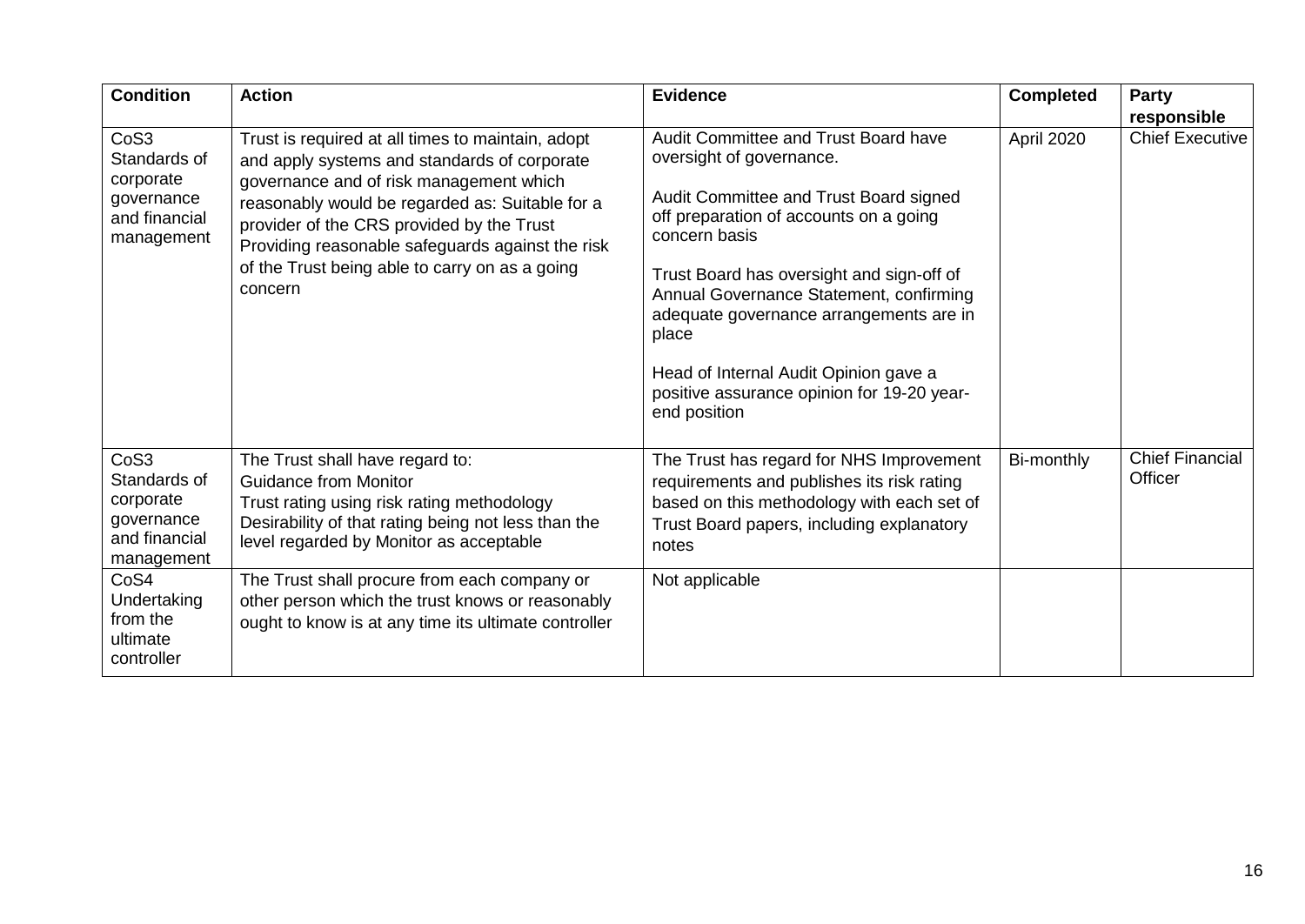| Condition | Action | Evidence | Completed | Party responsible |
|---|---|---|---|---|
| CoS3 Standards of corporate governance and financial management | Trust is required at all times to maintain, adopt and apply systems and standards of corporate governance and of risk management which reasonably would be regarded as: Suitable for a provider of the CRS provided by the Trust Providing reasonable safeguards against the risk of the Trust being able to carry on as a going concern | Audit Committee and Trust Board have oversight of governance.<br><br>Audit Committee and Trust Board signed off preparation of accounts on a going concern basis<br><br>Trust Board has oversight and sign-off of Annual Governance Statement, confirming adequate governance arrangements are in place<br><br>Head of Internal Audit Opinion gave a positive assurance opinion for 19-20 year-end position | April 2020 | Chief Executive |
| CoS3 Standards of corporate governance and financial management | The Trust shall have regard to:<br>Guidance from Monitor<br>Trust rating using risk rating methodology<br>Desirability of that rating being not less than the level regarded by Monitor as acceptable | The Trust has regard for NHS Improvement requirements and publishes its risk rating based on this methodology with each set of Trust Board papers, including explanatory notes | Bi-monthly | Chief Financial Officer |
| CoS4 Undertaking from the ultimate controller | The Trust shall procure from each company or other person which the trust knows or reasonably ought to know is at any time its ultimate controller | Not applicable | | |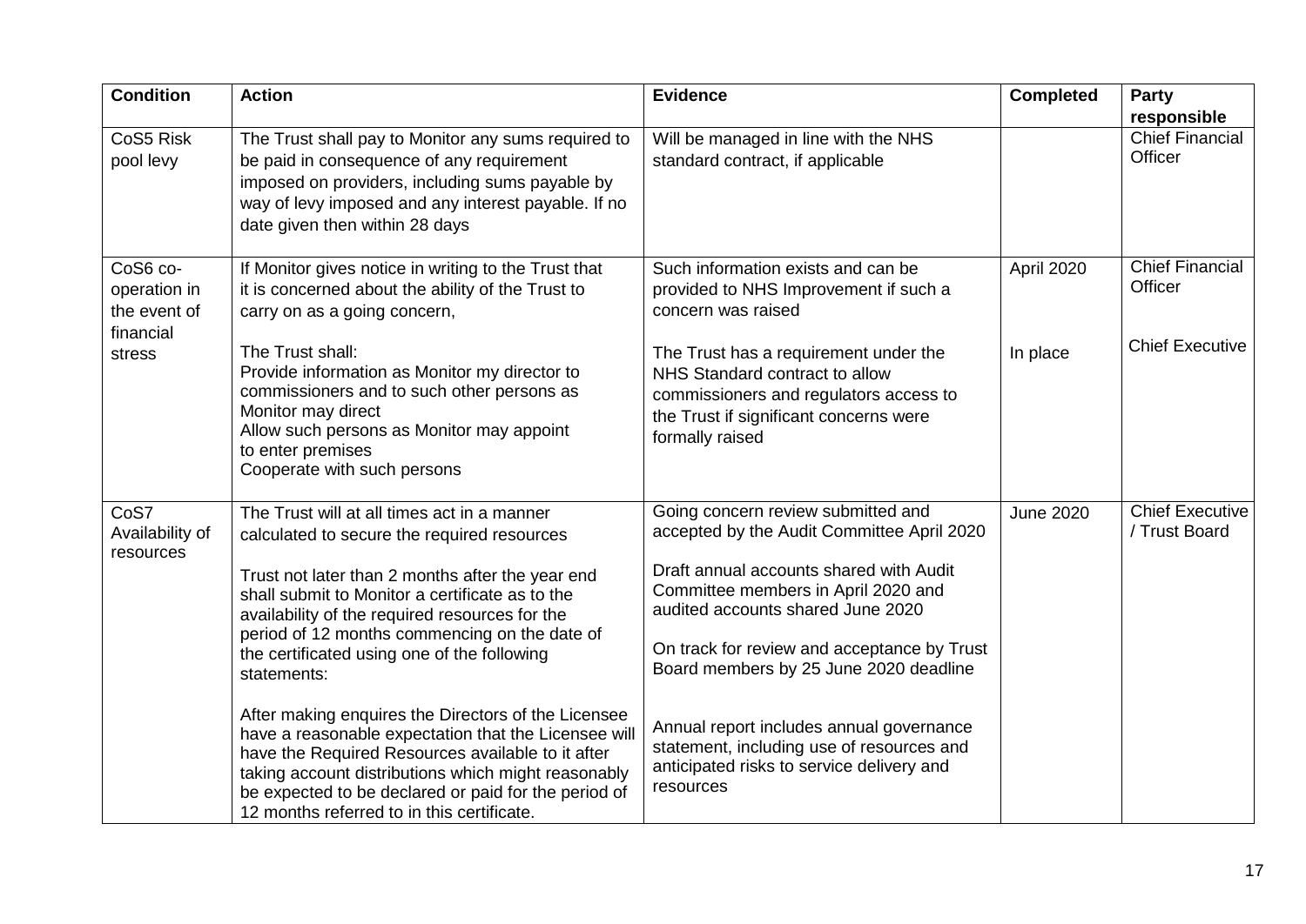| Condition | Action | Evidence | Completed | Party responsible |
| --- | --- | --- | --- | --- |
| CoS5 Risk pool levy | The Trust shall pay to Monitor any sums required to be paid in consequence of any requirement imposed on providers, including sums payable by way of levy imposed and any interest payable. If no date given then within 28 days | Will be managed in line with the NHS standard contract, if applicable | | Chief Financial Officer |
| CoS6 co-operation in the event of financial stress | If Monitor gives notice in writing to the Trust that it is concerned about the ability of the Trust to carry on as a going concern,<br><br>The Trust shall:<br>Provide information as Monitor my director to commissioners and to such other persons as Monitor may direct<br>Allow such persons as Monitor may appoint to enter premises<br>Cooperate with such persons | Such information exists and can be provided to NHS Improvement if such a concern was raised<br><br>The Trust has a requirement under the NHS Standard contract to allow commissioners and regulators access to the Trust if significant concerns were formally raised | April 2020<br><br>In place | Chief Financial Officer<br><br>Chief Executive |
| CoS7 Availability of resources | The Trust will at all times act in a manner calculated to secure the required resources<br><br>Trust not later than 2 months after the year end shall submit to Monitor a certificate as to the availability of the required resources for the period of 12 months commencing on the date of the certificated using one of the following statements:<br><br>After making enquires the Directors of the Licensee have a reasonable expectation that the Licensee will have the Required Resources available to it after taking account distributions which might reasonably be expected to be declared or paid for the period of 12 months referred to in this certificate. | Going concern review submitted and accepted by the Audit Committee April 2020<br><br>Draft annual accounts shared with Audit Committee members in April 2020 and audited accounts shared June 2020<br><br>On track for review and acceptance by Trust Board members by 25 June 2020 deadline<br><br>Annual report includes annual governance statement, including use of resources and anticipated risks to service delivery and resources | June 2020 | Chief Executive / Trust Board |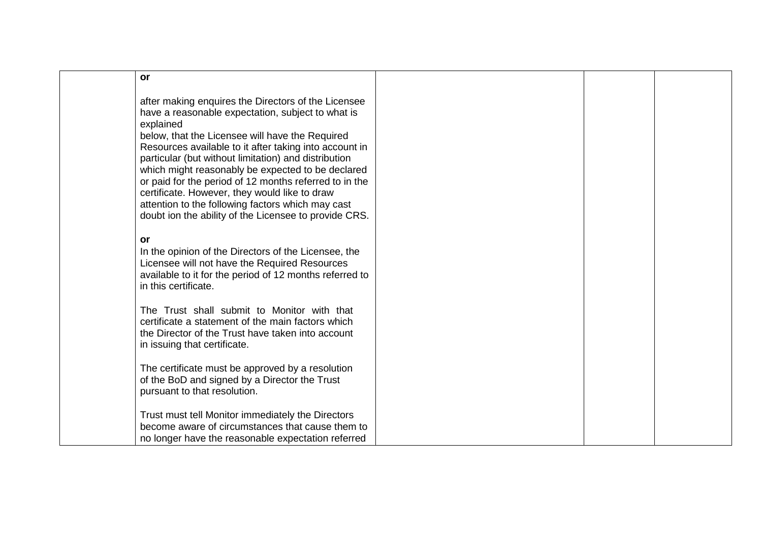|  | **or**<br><br>after making enquires the Directors of the Licensee have a reasonable expectation, subject to what is explained below, that the Licensee will have the Required Resources available to it after taking into account in particular (but without limitation) and distribution which might reasonably be expected to be declared or paid for the period of 12 months referred to in the certificate. However, they would like to draw attention to the following factors which may cast doubt ion the ability of the Licensee to provide CRS.<br><br>**or**<br>In the opinion of the Directors of the Licensee, the Licensee will not have the Required Resources available to it for the period of 12 months referred to in this certificate.<br><br>The Trust shall submit to Monitor with that certificate a statement of the main factors which the Director of the Trust have taken into account in issuing that certificate.<br><br>The certificate must be approved by a resolution of the BoD and signed by a Director the Trust pursuant to that resolution.<br><br>Trust must tell Monitor immediately the Directors become aware of circumstances that cause them to no longer have the reasonable expectation referred |  |  |  |
|---|---|---|---|---|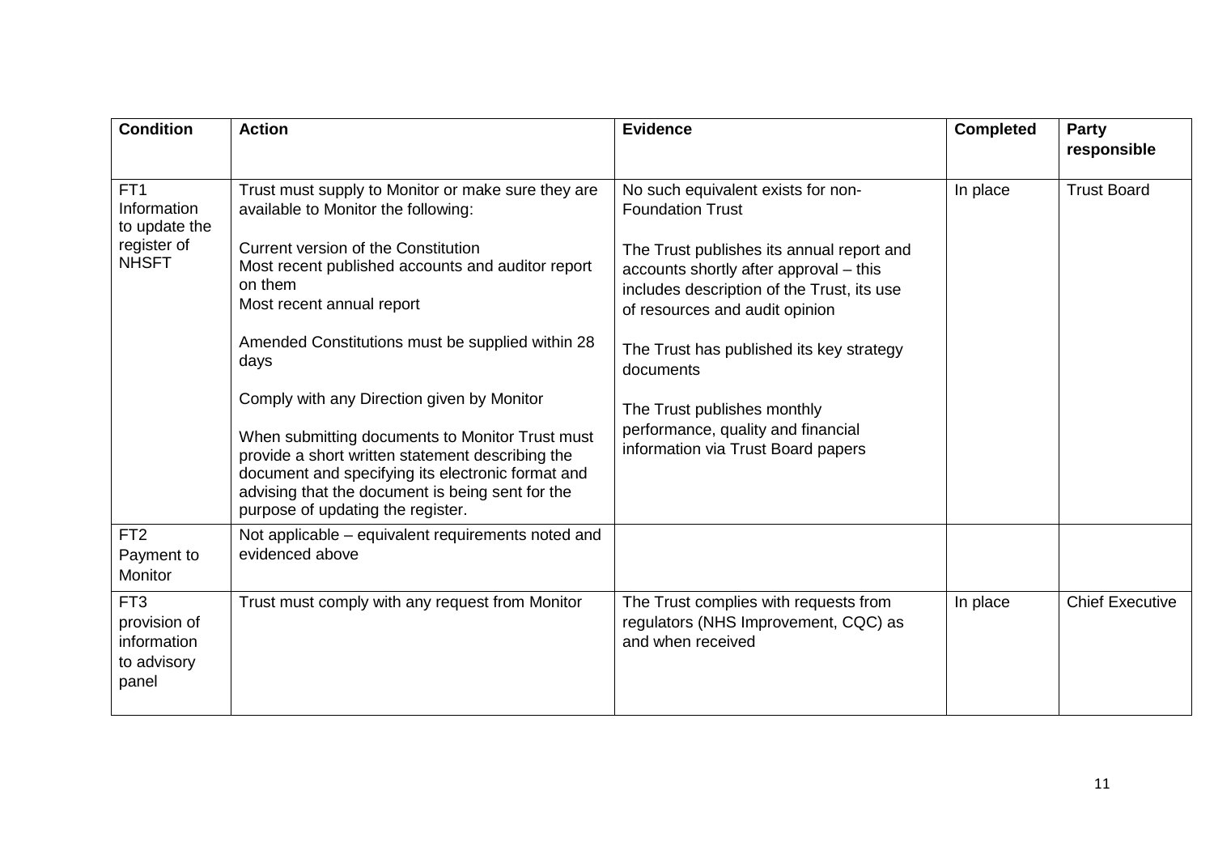| Condition | Action | Evidence | Completed | Party responsible |
|---|---|---|---|---|
| FT1 Information to update the register of NHSFT | Trust must supply to Monitor or make sure they are available to Monitor the following:<br><br>Current version of the Constitution<br>Most recent published accounts and auditor report on them<br>Most recent annual report<br><br>Amended Constitutions must be supplied within 28 days<br><br>Comply with any Direction given by Monitor<br><br>When submitting documents to Monitor Trust must provide a short written statement describing the document and specifying its electronic format and advising that the document is being sent for the purpose of updating the register. | No such equivalent exists for non-Foundation Trust<br><br>The Trust publishes its annual report and accounts shortly after approval – this includes description of the Trust, its use of resources and audit opinion<br><br>The Trust has published its key strategy documents<br><br>The Trust publishes monthly performance, quality and financial information via Trust Board papers | In place | Trust Board |
| FT2 Payment to Monitor | Not applicable – equivalent requirements noted and evidenced above | | | |
| FT3 provision of information to advisory panel | Trust must comply with any request from Monitor | The Trust complies with requests from regulators (NHS Improvement, CQC) as and when received | In place | Chief Executive |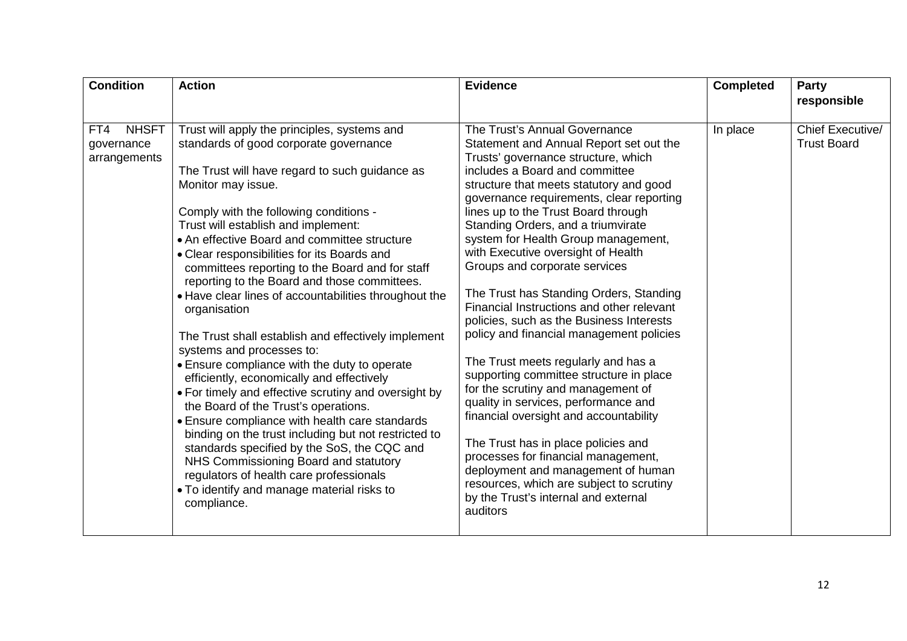| Condition | Action | Evidence | Completed | Party responsible |
|---|---|---|---|---|
| FT4 NHSFT governance arrangements | Trust will apply the principles, systems and standards of good corporate governance<br><br>The Trust will have regard to such guidance as Monitor may issue.<br><br>Comply with the following conditions -<br>Trust will establish and implement:<br>• An effective Board and committee structure<br>• Clear responsibilities for its Boards and committees reporting to the Board and for staff reporting to the Board and those committees.<br>• Have clear lines of accountabilities throughout the organisation<br><br>The Trust shall establish and effectively implement systems and processes to:<br>• Ensure compliance with the duty to operate efficiently, economically and effectively<br>• For timely and effective scrutiny and oversight by the Board of the Trust's operations.<br>• Ensure compliance with health care standards binding on the trust including but not restricted to standards specified by the SoS, the CQC and NHS Commissioning Board and statutory regulators of health care professionals<br>• To identify and manage material risks to compliance. | The Trust's Annual Governance Statement and Annual Report set out the Trusts' governance structure, which includes a Board and committee structure that meets statutory and good governance requirements, clear reporting lines up to the Trust Board through Standing Orders, and a triumvirate system for Health Group management, with Executive oversight of Health Groups and corporate services<br><br>The Trust has Standing Orders, Standing Financial Instructions and other relevant policies, such as the Business Interests policy and financial management policies<br><br>The Trust meets regularly and has a supporting committee structure in place for the scrutiny and management of quality in services, performance and financial oversight and accountability<br><br>The Trust has in place policies and processes for financial management, deployment and management of human resources, which are subject to scrutiny by the Trust's internal and external auditors | In place | Chief Executive/ Trust Board |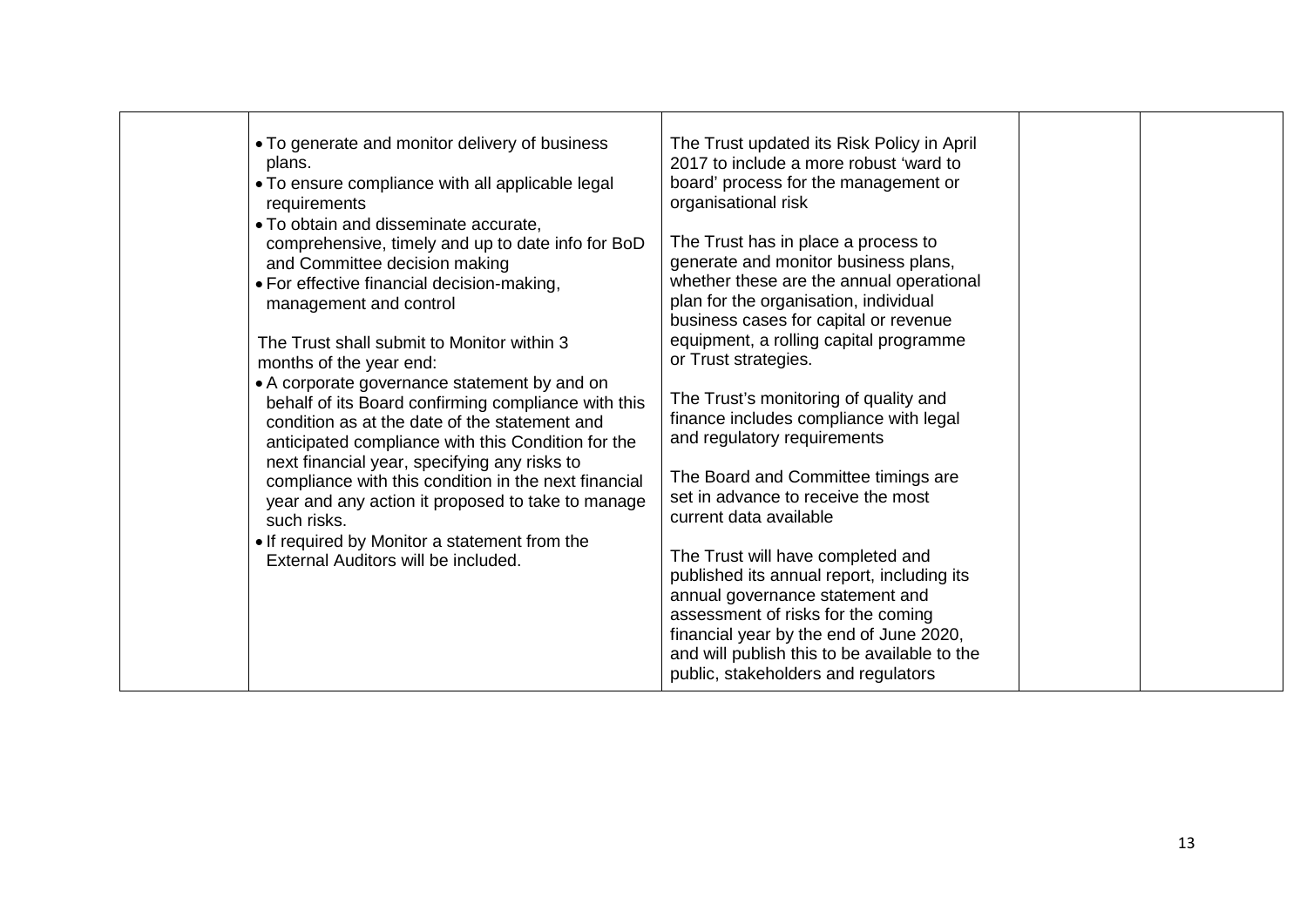| | | | | |
|---|---|---|---|---|
| | • To generate and monitor delivery of business plans.<br>• To ensure compliance with all applicable legal requirements<br>• To obtain and disseminate accurate, comprehensive, timely and up to date info for BoD and Committee decision making<br>• For effective financial decision-making, management and control<br><br>The Trust shall submit to Monitor within 3 months of the year end:<br>• A corporate governance statement by and on behalf of its Board confirming compliance with this condition as at the date of the statement and anticipated compliance with this Condition for the next financial year, specifying any risks to compliance with this condition in the next financial year and any action it proposed to take to manage such risks.<br>• If required by Monitor a statement from the External Auditors will be included. | The Trust updated its Risk Policy in April 2017 to include a more robust 'ward to board' process for the management or organisational risk<br><br>The Trust has in place a process to generate and monitor business plans, whether these are the annual operational plan for the organisation, individual business cases for capital or revenue equipment, a rolling capital programme or Trust strategies.<br><br>The Trust's monitoring of quality and finance includes compliance with legal and regulatory requirements<br><br>The Board and Committee timings are set in advance to receive the most current data available<br><br>The Trust will have completed and published its annual report, including its annual governance statement and assessment of risks for the coming financial year by the end of June 2020, and will publish this to be available to the public, stakeholders and regulators | | |